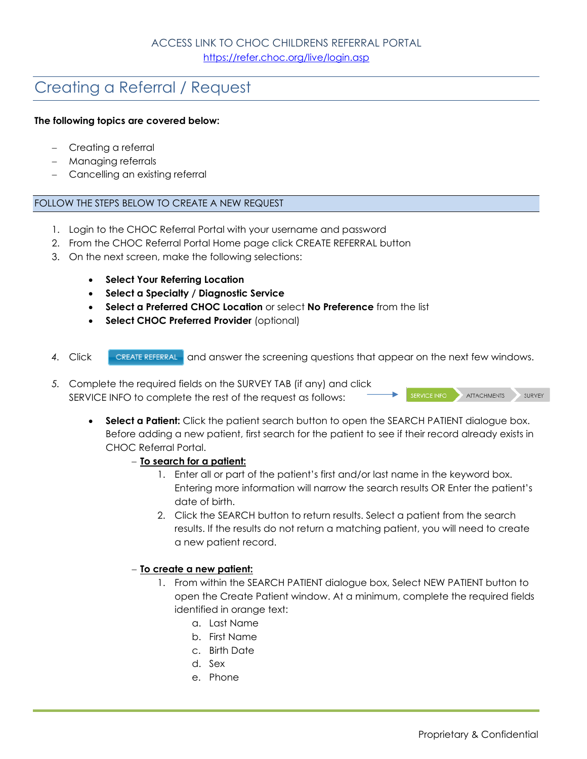ACCESS LINK TO CHOC CHILDRENS REFERRAL PORTAL
https://refer.choc.org/live/login.asp

# Creating a Referral / Request

**The following topics are covered below:**

- Creating a referral
- Managing referrals
- Cancelling an existing referral

## FOLLOW THE STEPS BELOW TO CREATE A NEW REQUEST

1. Login to the CHOC Referral Portal with your username and password
2. From the CHOC Referral Portal Home page click CREATE REFERRAL button
3. On the next screen, make the following selections:
   - **Select Your Referring Location**
   - **Select a Specialty / Diagnostic Service**
   - **Select a Preferred CHOC Location** or select **No Preference** from the list
   - **Select CHOC Preferred Provider** (optional)
4. Click CREATE REFERRAL and answer the screening questions that appear on the next few windows.
5. Complete the required fields on the SURVEY TAB (if any) and click SERVICE INFO to complete the rest of the request as follows: → SERVICE INFO | ATTACHMENTS | SURVEY
   - **Select a Patient:** Click the patient search button to open the SEARCH PATIENT dialogue box. Before adding a new patient, first search for the patient to see if their record already exists in CHOC Referral Portal.
     - **To search for a patient:**
       1. Enter all or part of the patient's first and/or last name in the keyword box. Entering more information will narrow the search results OR Enter the patient's date of birth.
       2. Click the SEARCH button to return results. Select a patient from the search results. If the results do not return a matching patient, you will need to create a new patient record.
     - **To create a new patient:**
       1. From within the SEARCH PATIENT dialogue box, Select NEW PATIENT button to open the Create Patient window. At a minimum, complete the required fields identified in orange text:
          a. Last Name
          b. First Name
          c. Birth Date
          d. Sex
          e. Phone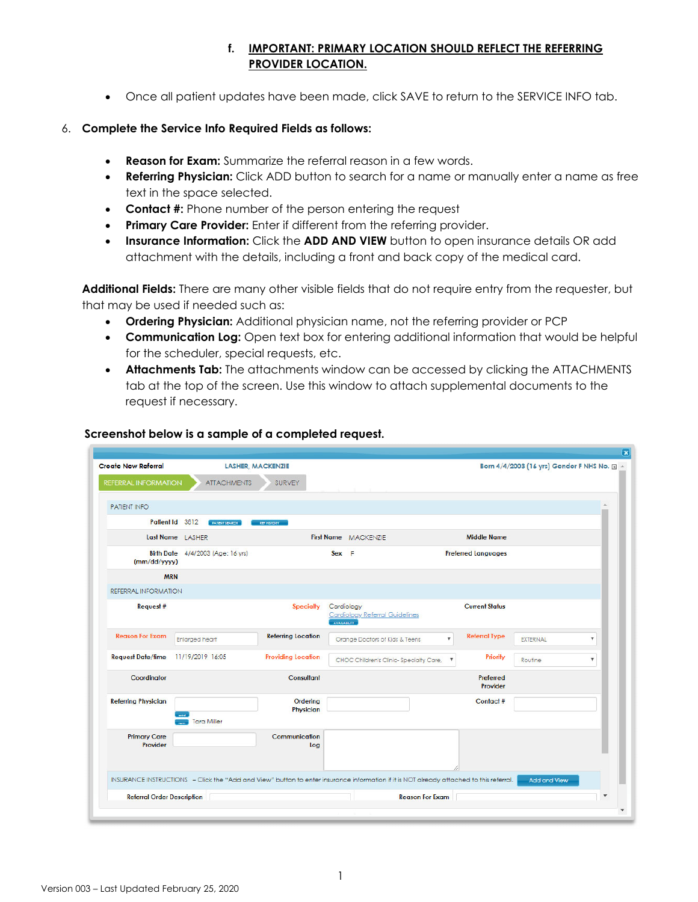f. **<u>IMPORTANT: PRIMARY LOCATION SHOULD REFLECT THE REFERRING PROVIDER LOCATION.</u>**

- Once all patient updates have been made, click SAVE to return to the SERVICE INFO tab.

6. **Complete the Service Info Required Fields as follows:**

   - **Reason for Exam:** Summarize the referral reason in a few words.
   - **Referring Physician:** Click ADD button to search for a name or manually enter a name as free text in the space selected.
   - **Contact #:** Phone number of the person entering the request
   - **Primary Care Provider:** Enter if different from the referring provider.
   - **Insurance Information:** Click the **ADD AND VIEW** button to open insurance details OR add attachment with the details, including a front and back copy of the medical card.

   **Additional Fields:** There are many other visible fields that do not require entry from the requester, but that may be used if needed such as:

   - **Ordering Physician:** Additional physician name, not the referring provider or PCP
   - **Communication Log:** Open text box for entering additional information that would be helpful for the scheduler, special requests, etc.
   - **Attachments Tab:** The attachments window can be accessed by clicking the ATTACHMENTS tab at the top of the screen. Use this window to attach supplemental documents to the request if necessary.

**Screenshot below is a sample of a completed request.**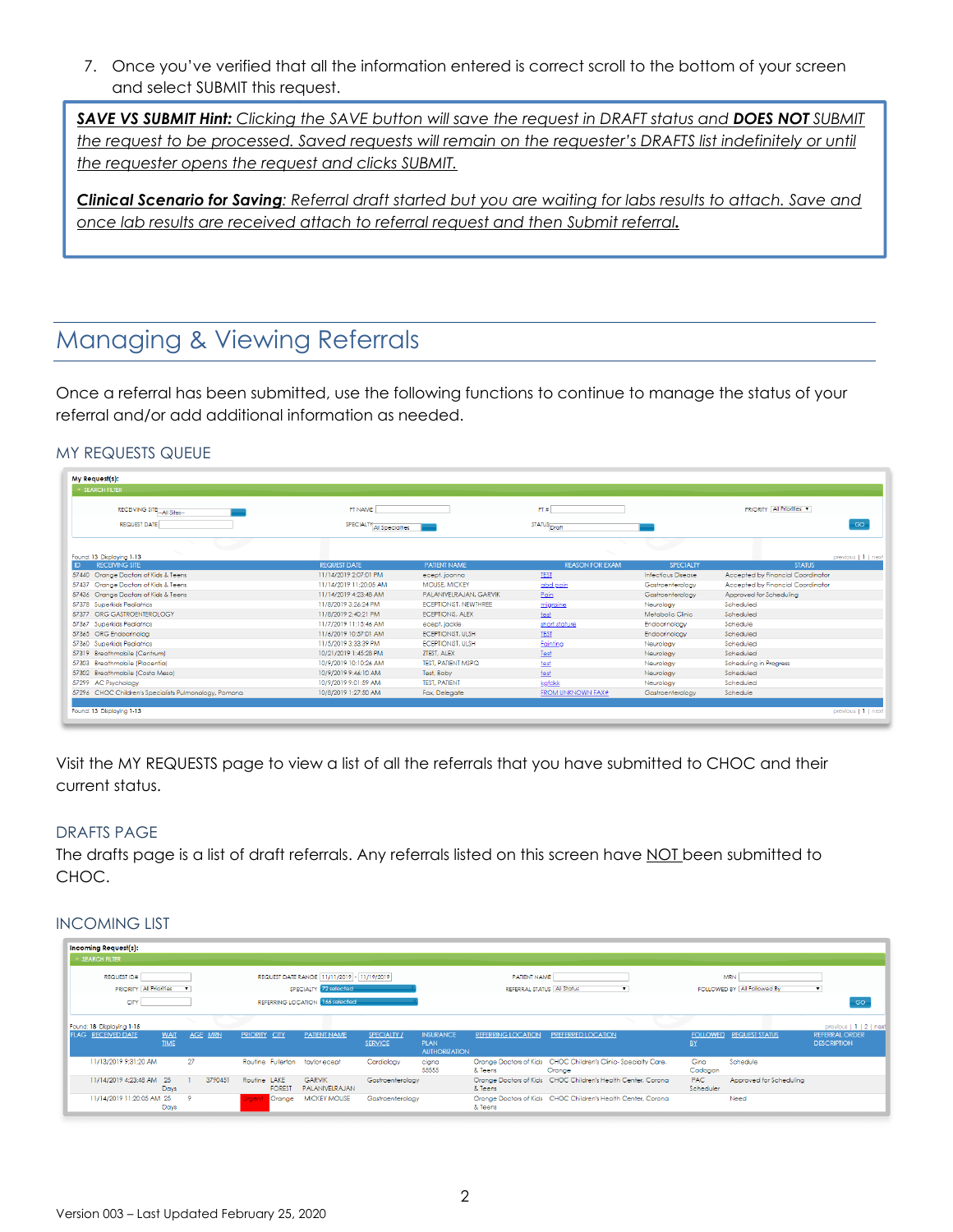7. Once you've verified that all the information entered is correct scroll to the bottom of your screen and select SUBMIT this request.

> ***SAVE VS SUBMIT Hint:*** *Clicking the SAVE button will save the request in DRAFT status and* ***DOES NOT*** *SUBMIT the request to be processed. Saved requests will remain on the requester's DRAFTS list indefinitely or until the requester opens the request and clicks SUBMIT.*
>
> ***Clinical Scenario for Saving****: Referral draft started but you are waiting for labs results to attach. Save and once lab results are received attach to referral request and then Submit referral.*

# Managing & Viewing Referrals

Once a referral has been submitted, use the following functions to continue to manage the status of your referral and/or add additional information as needed.

## MY REQUESTS QUEUE

My Request(s):

SEARCH FILTER

RECEIVING SITE --All Sites-- | PT NAME | PT # | PRIORITY All Priorities
REQUEST DATE | SPECIALTY All Specialties | STATUS Draft | GO

Found: 13 Displaying 1-13

| ID | RECEIVING SITE | REQUEST DATE | PATIENT NAME | REASON FOR EXAM | SPECIALTY | STATUS |
|---|---|---|---|---|---|---|
| 57440 | Orange Doctors of Kids & Teens | 11/14/2019 2:07:01 PM | ecept, joanna | TEST | Infectious Disease | Accepted by Financial Coordinator |
| 57437 | Orange Doctors of Kids & Teens | 11/14/2019 11:20:05 AM | MOUSE, MICKEY | abd pain | Gastroenterology | Accepted by Financial Coordinator |
| 57436 | Orange Doctors of Kids & Teens | 11/14/2019 4:23:48 AM | PALANIVELRAJAN, GARVIK | Pain | Gastroenterology | Approved for Scheduling |
| 57378 | Superkids Pediatrics | 11/8/2019 3:26:24 PM | ECEPTIONIST, NEWTHREE | migraine | Neurology | Scheduled |
| 57377 | ORG GASTROENTEROLOGY | 11/8/2019 2:40:21 PM | ECEPTIONS, ALEX | test | Metabolic Clinic | Scheduled |
| 57367 | Superkids Pediatrics | 11/7/2019 11:15:46 AM | ecept, jackie | short stature | Endocrinology | Schedule |
| 57365 | ORG Endocrinolog | 11/6/2019 10:57:01 AM | ECEPTIONIST, ULSH | TEST | Endocrinology | Scheduled |
| 57360 | Superkids Pediatrics | 11/5/2019 3:33:39 PM | ECEPTIONIST, ULSH | Fainting | Neurology | Scheduled |
| 57319 | Breathmobile (Centrum) | 10/21/2019 1:45:28 PM | ZTEST, ALEX | Test | Neurology | Scheduled |
| 57303 | Breathmobile (Placentia) | 10/9/2019 10:10:26 AM | TEST, PATIENT MSPQ | test | Neurology | Scheduling in Progress |
| 57302 | Breathmobile (Costa Mesa) | 10/9/2019 9:46:10 AM | Test, Baby | test | Neurology | Scheduled |
| 57299 | AC Psychology | 10/9/2019 9:01:59 AM | TEST, PATIENT | kgfdkk | Neurology | Scheduled |
| 57296 | CHOC Children's Specialists Pulmonology, Pomona | 10/8/2019 1:27:50 AM | Fax, Delegate | FROM UNKNOWN FAX# | Gastroenterology | Schedule |

Found: 13 Displaying 1-13

Visit the MY REQUESTS page to view a list of all the referrals that you have submitted to CHOC and their current status.

## DRAFTS PAGE

The drafts page is a list of draft referrals. Any referrals listed on this screen have NOT been submitted to CHOC.

## INCOMING LIST

Incoming Request(s):

SEARCH FILTER

REQUEST ID# | REQUEST DATE RANGE 11/11/2019 - 11/19/2019 | PATIENT NAME | MRN
PRIORITY All Priorities | SPECIALTY 72 selected | REFERRAL STATUS All Status | FOLLOWED BY All Followed By
CITY | REFERRING LOCATION 166 selected | GO

Found: 18 Displaying 1-15

| FLAG | RECEIVED DATE | WAIT TIME | AGE | MRN | PRIORITY | CITY | PATIENT NAME | SPECIALTY / SERVICE | INSURANCE PLAN AUTHORIZATION | REFERRING LOCATION | PREFERRED LOCATION | FOLLOWED BY | REQUEST STATUS | REFERRAL ORDER DESCRIPTION |
|---|---|---|---|---|---|---|---|---|---|---|---|---|---|---|
| | 11/13/2019 9:31:20 AM | | 27 | | Routine | Fullerton | taylorecept | Cardiology | cigna 55555 | Orange Doctors of Kids & Teens | CHOC Children's Clinic- Specialty Care, Orange | Gina Cadogan | Schedule | |
| | 11/14/2019 4:23:48 AM | 25 Days | 1 | 3790451 | Routine | LAKE FOREST | GARVIK PALANIVELRAJAN | Gastroenterology | | Orange Doctors of Kids & Teens | CHOC Children's Health Center, Corona | PAC Scheduler | Approved for Scheduling | |
| | 11/14/2019 11:20:05 AM | 25 Days | 9 | | Urgent | Orange | MICKEY MOUSE | Gastroenterology | | Orange Doctors of Kids & Teens | CHOC Children's Health Center, Corona | | Need | |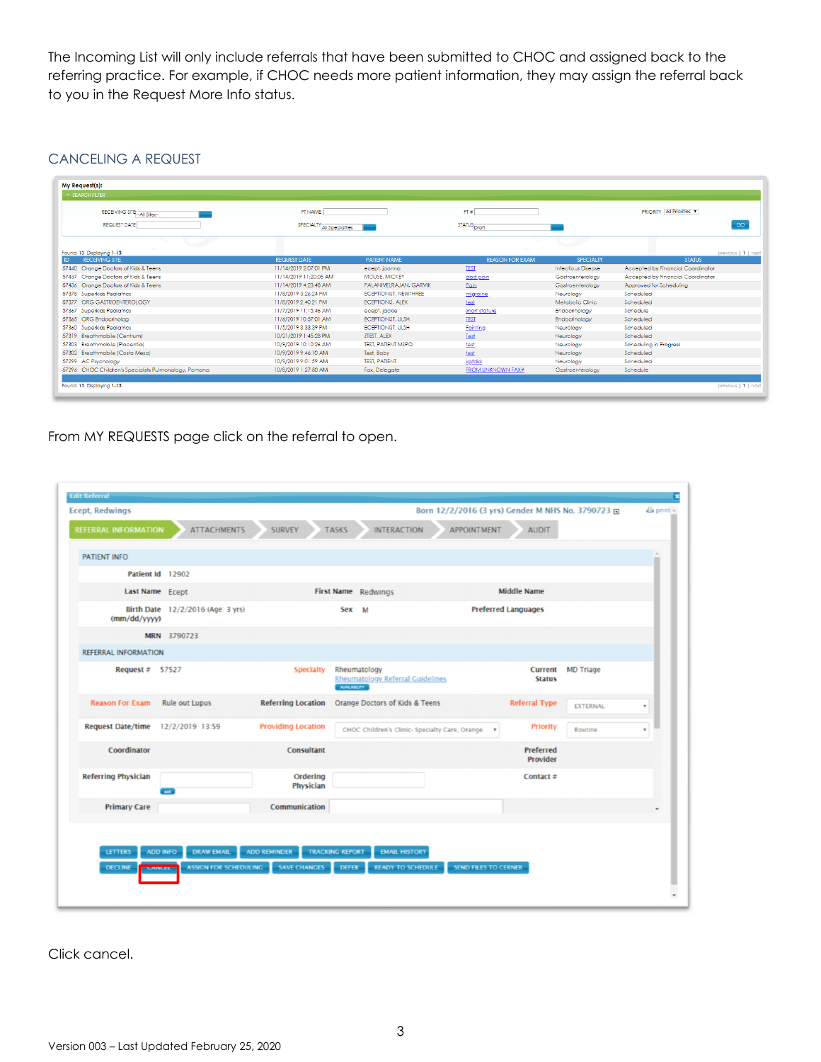The Incoming List will only include referrals that have been submitted to CHOC and assigned back to the referring practice. For example, if CHOC needs more patient information, they may assign the referral back to you in the Request More Info status.

## CANCELING A REQUEST

From MY REQUESTS page click on the referral to open.

Click cancel.

Version 003 – Last Updated February 25, 2020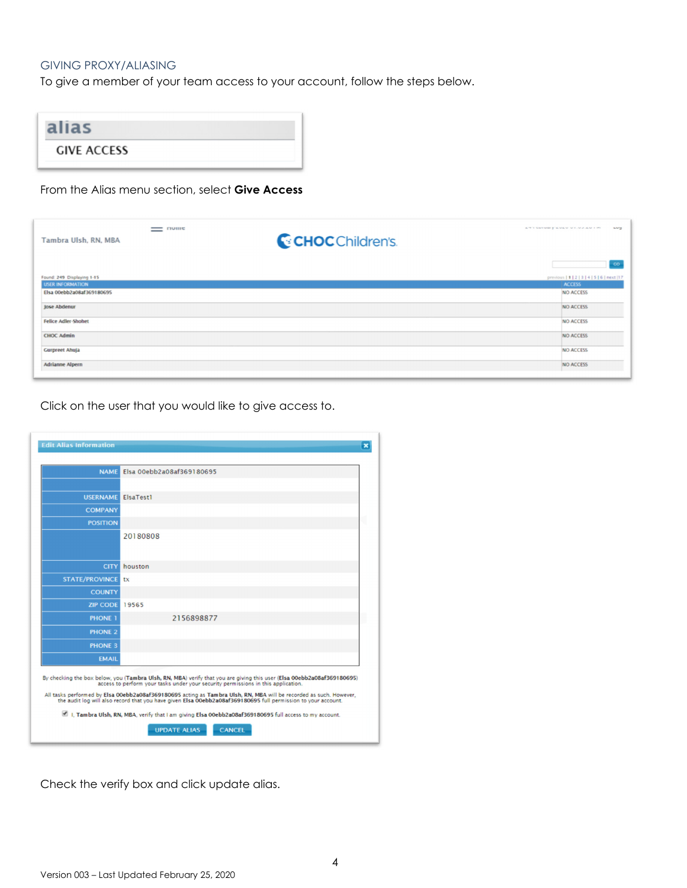## GIVING PROXY/ALIASING

To give a member of your team access to your account, follow the steps below.

alias

GIVE ACCESS

From the Alias menu section, select **Give Access**

Tambra Ulsh, RN, MBA

CHOC Children's

Found: 249 Displaying 1-15

| USER INFORMATION | ACCESS |
|---|---|
| Elsa 00ebb2a08af369180695 | NO ACCESS |
| Jose Abdenur | NO ACCESS |
| Felice Adler-Shohet | NO ACCESS |
| CHOC Admin | NO ACCESS |
| Gurpreet Ahuja | NO ACCESS |
| Adrianne Alpern | NO ACCESS |

Click on the user that you would like to give access to.

Edit Alias Information

| | |
|---|---|
| NAME | Elsa 00ebb2a08af369180695 |
| | |
| USERNAME | ElsaTest1 |
| COMPANY | |
| POSITION | |
| | 20180808 |
| CITY | houston |
| STATE/PROVINCE | tx |
| COUNTY | |
| ZIP CODE | 19565 |
| PHONE 1 | 2156898877 |
| PHONE 2 | |
| PHONE 3 | |
| EMAIL | |

By checking the box below, you (**Tambra Ulsh, RN, MBA**) verify that you are giving this user (**Elsa 00ebb2a08af369180695**) access to perform your tasks under your security permissions in this application.

All tasks performed by **Elsa 00ebb2a08af369180695** acting as **Tambra Ulsh, RN, MBA** will be recorded as such. However, the audit log will also record that you have given **Elsa 00ebb2a08af369180695** full permission to your account.

☑ I, **Tambra Ulsh, RN, MBA**, verify that I am giving **Elsa 00ebb2a08af369180695** full access to my account.

UPDATE ALIAS    CANCEL

Check the verify box and click update alias.

Version 003 – Last Updated February 25, 2020